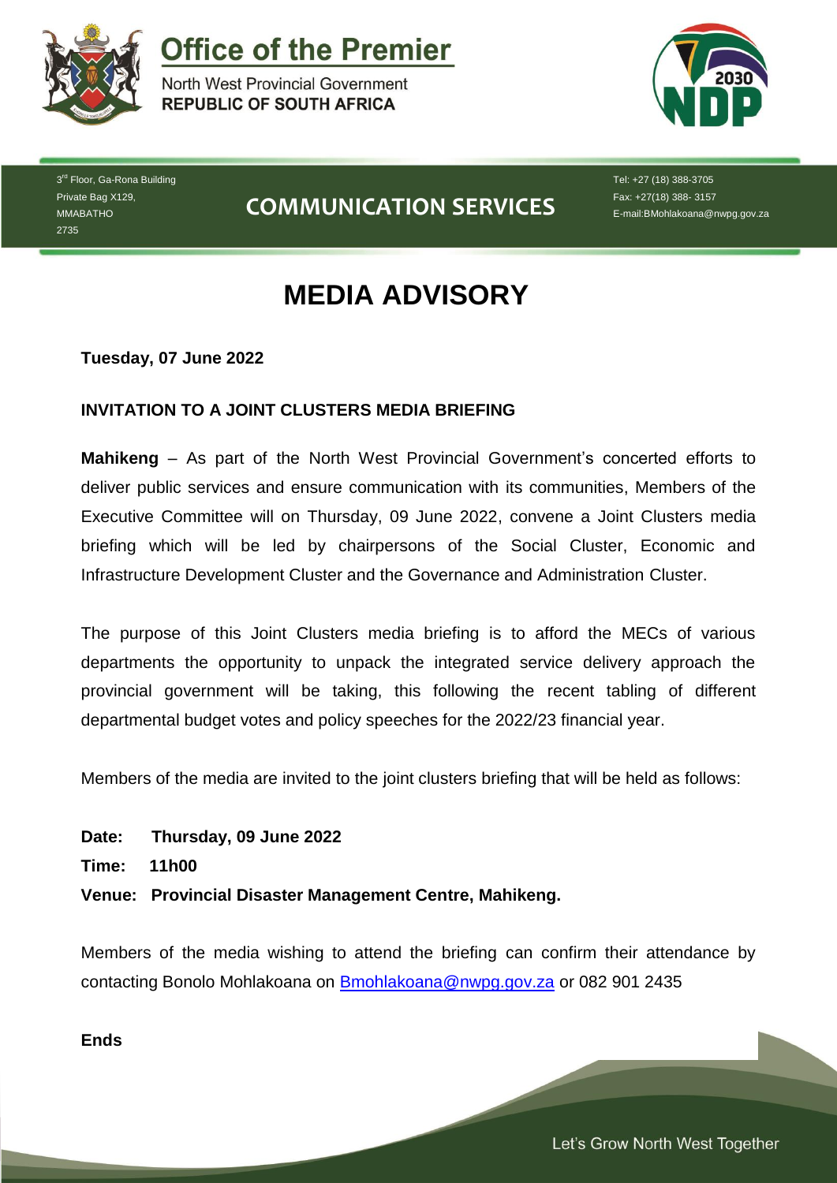# Office of the Premier

North West Provincial Government
**REPUBLIC OF SOUTH AFRICA**

3rd Floor, Ga-Rona Building
Private Bag X129,
MMABATHO
2735

## COMMUNICATION SERVICES

Tel: +27 (18) 388-3705
Fax: +27(18) 388- 3157
E-mail:BMohlakoana@nwpg.gov.za

# MEDIA ADVISORY

**Tuesday, 07 June 2022**

**INVITATION TO A JOINT CLUSTERS MEDIA BRIEFING**

**Mahikeng** – As part of the North West Provincial Government's concerted efforts to deliver public services and ensure communication with its communities, Members of the Executive Committee will on Thursday, 09 June 2022, convene a Joint Clusters media briefing which will be led by chairpersons of the Social Cluster, Economic and Infrastructure Development Cluster and the Governance and Administration Cluster.

The purpose of this Joint Clusters media briefing is to afford the MECs of various departments the opportunity to unpack the integrated service delivery approach the provincial government will be taking, this following the recent tabling of different departmental budget votes and policy speeches for the 2022/23 financial year.

Members of the media are invited to the joint clusters briefing that will be held as follows:

**Date: Thursday, 09 June 2022**
**Time: 11h00**
**Venue: Provincial Disaster Management Centre, Mahikeng.**

Members of the media wishing to attend the briefing can confirm their attendance by contacting Bonolo Mohlakoana on Bmohlakoana@nwpg.gov.za or 082 901 2435

**Ends**

Let's Grow North West Together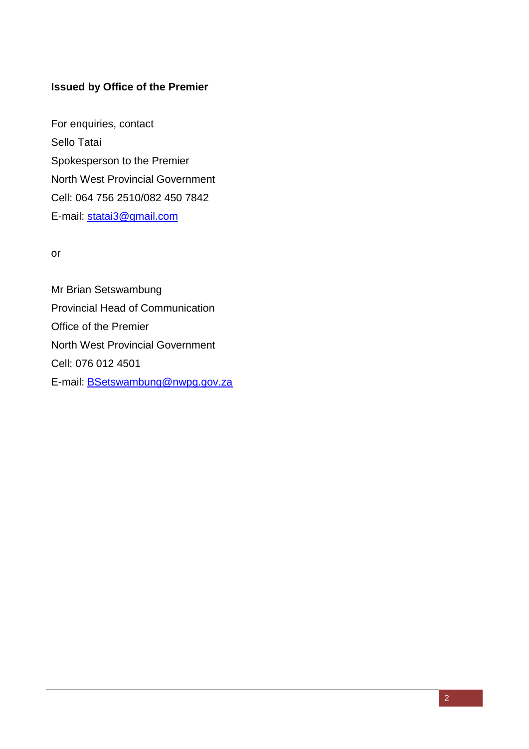**Issued by Office of the Premier**

For enquiries, contact
Sello Tatai
Spokesperson to the Premier
North West Provincial Government
Cell: 064 756 2510/082 450 7842
E-mail: statai3@gmail.com

or

Mr Brian Setswambung
Provincial Head of Communication
Office of the Premier
North West Provincial Government
Cell: 076 012 4501
E-mail: BSetswambung@nwpg.gov.za